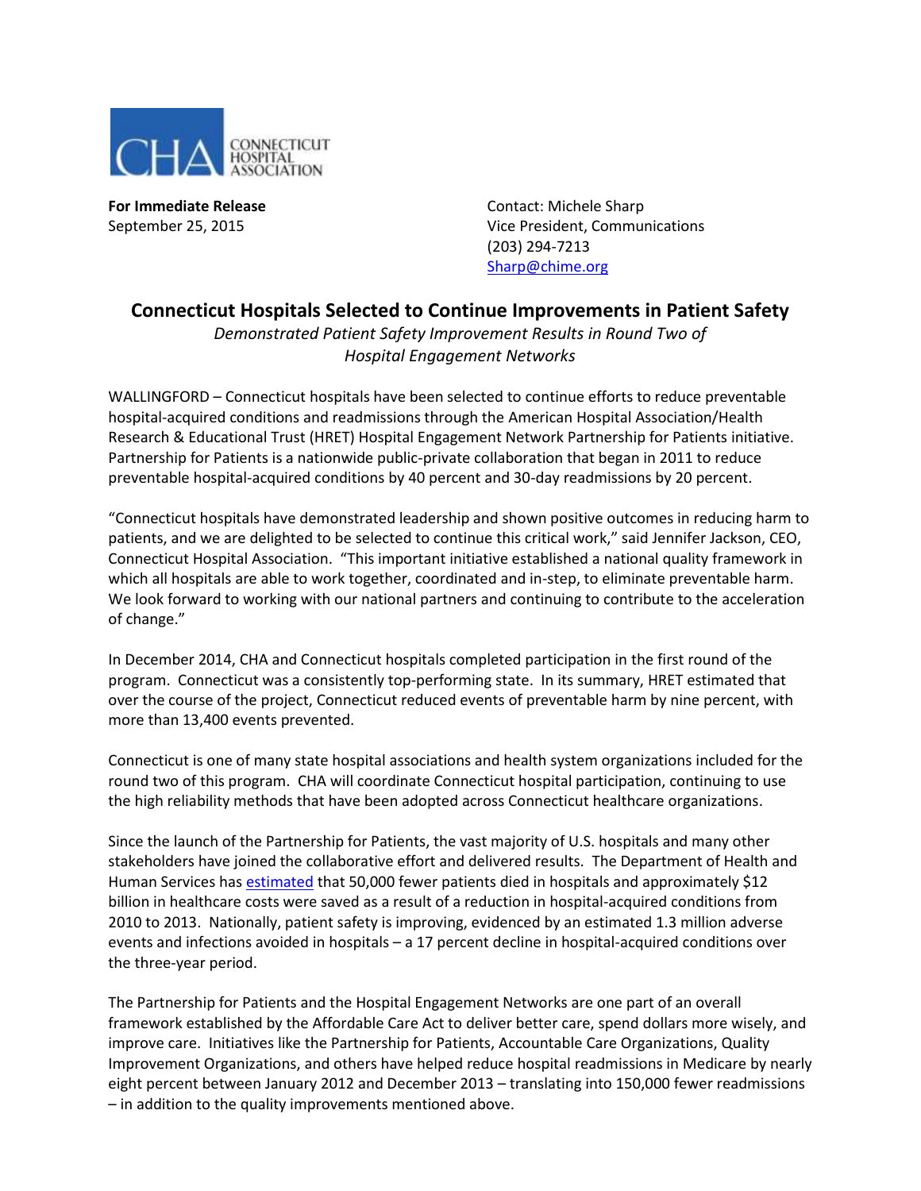CONNECTICUT HOSPITAL ASSOCIATION

**For Immediate Release**
September 25, 2015

Contact: Michele Sharp
Vice President, Communications
(203) 294-7213
Sharp@chime.org

# Connecticut Hospitals Selected to Continue Improvements in Patient Safety

*Demonstrated Patient Safety Improvement Results in Round Two of Hospital Engagement Networks*

WALLINGFORD – Connecticut hospitals have been selected to continue efforts to reduce preventable hospital-acquired conditions and readmissions through the American Hospital Association/Health Research & Educational Trust (HRET) Hospital Engagement Network Partnership for Patients initiative. Partnership for Patients is a nationwide public-private collaboration that began in 2011 to reduce preventable hospital-acquired conditions by 40 percent and 30-day readmissions by 20 percent.

"Connecticut hospitals have demonstrated leadership and shown positive outcomes in reducing harm to patients, and we are delighted to be selected to continue this critical work," said Jennifer Jackson, CEO, Connecticut Hospital Association. "This important initiative established a national quality framework in which all hospitals are able to work together, coordinated and in-step, to eliminate preventable harm. We look forward to working with our national partners and continuing to contribute to the acceleration of change."

In December 2014, CHA and Connecticut hospitals completed participation in the first round of the program. Connecticut was a consistently top-performing state. In its summary, HRET estimated that over the course of the project, Connecticut reduced events of preventable harm by nine percent, with more than 13,400 events prevented.

Connecticut is one of many state hospital associations and health system organizations included for the round two of this program. CHA will coordinate Connecticut hospital participation, continuing to use the high reliability methods that have been adopted across Connecticut healthcare organizations.

Since the launch of the Partnership for Patients, the vast majority of U.S. hospitals and many other stakeholders have joined the collaborative effort and delivered results. The Department of Health and Human Services has estimated that 50,000 fewer patients died in hospitals and approximately $12 billion in healthcare costs were saved as a result of a reduction in hospital-acquired conditions from 2010 to 2013. Nationally, patient safety is improving, evidenced by an estimated 1.3 million adverse events and infections avoided in hospitals – a 17 percent decline in hospital-acquired conditions over the three-year period.

The Partnership for Patients and the Hospital Engagement Networks are one part of an overall framework established by the Affordable Care Act to deliver better care, spend dollars more wisely, and improve care. Initiatives like the Partnership for Patients, Accountable Care Organizations, Quality Improvement Organizations, and others have helped reduce hospital readmissions in Medicare by nearly eight percent between January 2012 and December 2013 – translating into 150,000 fewer readmissions – in addition to the quality improvements mentioned above.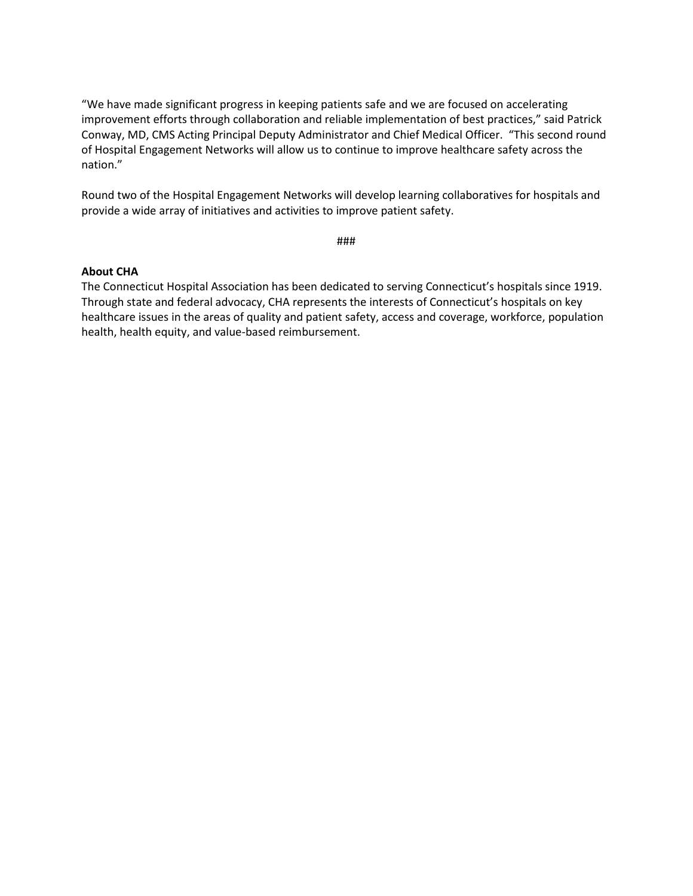"We have made significant progress in keeping patients safe and we are focused on accelerating improvement efforts through collaboration and reliable implementation of best practices," said Patrick Conway, MD, CMS Acting Principal Deputy Administrator and Chief Medical Officer. "This second round of Hospital Engagement Networks will allow us to continue to improve healthcare safety across the nation."

Round two of the Hospital Engagement Networks will develop learning collaboratives for hospitals and provide a wide array of initiatives and activities to improve patient safety.

###

**About CHA**

The Connecticut Hospital Association has been dedicated to serving Connecticut's hospitals since 1919. Through state and federal advocacy, CHA represents the interests of Connecticut's hospitals on key healthcare issues in the areas of quality and patient safety, access and coverage, workforce, population health, health equity, and value-based reimbursement.